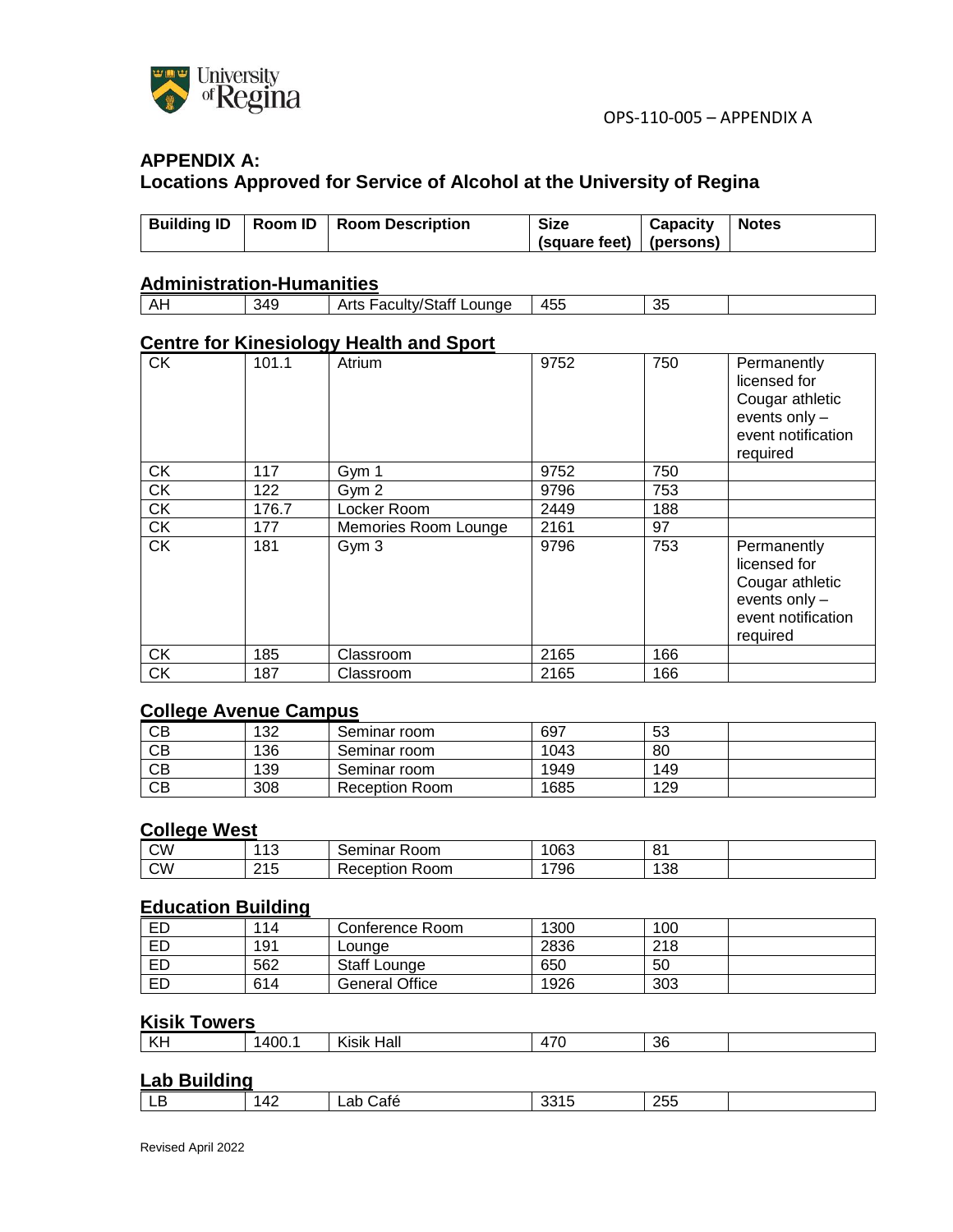OPS-110-005 – APPENDIX A

## APPENDIX A:
## Locations Approved for Service of Alcohol at the University of Regina

| Building ID | Room ID | Room Description | Size (square feet) | Capacity (persons) | Notes |
|---|---|---|---|---|---|
| **Administration-Humanities** | | | | | |
| AH | 349 | Arts Faculty/Staff Lounge | 455 | 35 | |
| **Centre for Kinesiology Health and Sport** | | | | | |
| CK | 101.1 | Atrium | 9752 | 750 | Permanently licensed for Cougar athletic events only – event notification required |
| CK | 117 | Gym 1 | 9752 | 750 | |
| CK | 122 | Gym 2 | 9796 | 753 | |
| CK | 176.7 | Locker Room | 2449 | 188 | |
| CK | 177 | Memories Room Lounge | 2161 | 97 | |
| CK | 181 | Gym 3 | 9796 | 753 | Permanently licensed for Cougar athletic events only – event notification required |
| CK | 185 | Classroom | 2165 | 166 | |
| CK | 187 | Classroom | 2165 | 166 | |
| **College Avenue Campus** | | | | | |
| CB | 132 | Seminar room | 697 | 53 | |
| CB | 136 | Seminar room | 1043 | 80 | |
| CB | 139 | Seminar room | 1949 | 149 | |
| CB | 308 | Reception Room | 1685 | 129 | |
| **College West** | | | | | |
| CW | 113 | Seminar Room | 1063 | 81 | |
| CW | 215 | Reception Room | 1796 | 138 | |
| **Education Building** | | | | | |
| ED | 114 | Conference Room | 1300 | 100 | |
| ED | 191 | Lounge | 2836 | 218 | |
| ED | 562 | Staff Lounge | 650 | 50 | |
| ED | 614 | General Office | 1926 | 303 | |
| **Kisik Towers** | | | | | |
| KH | 1400.1 | Kisik Hall | 470 | 36 | |
| **Lab Building** | | | | | |
| LB | 142 | Lab Café | 3315 | 255 | |

Revised April 2022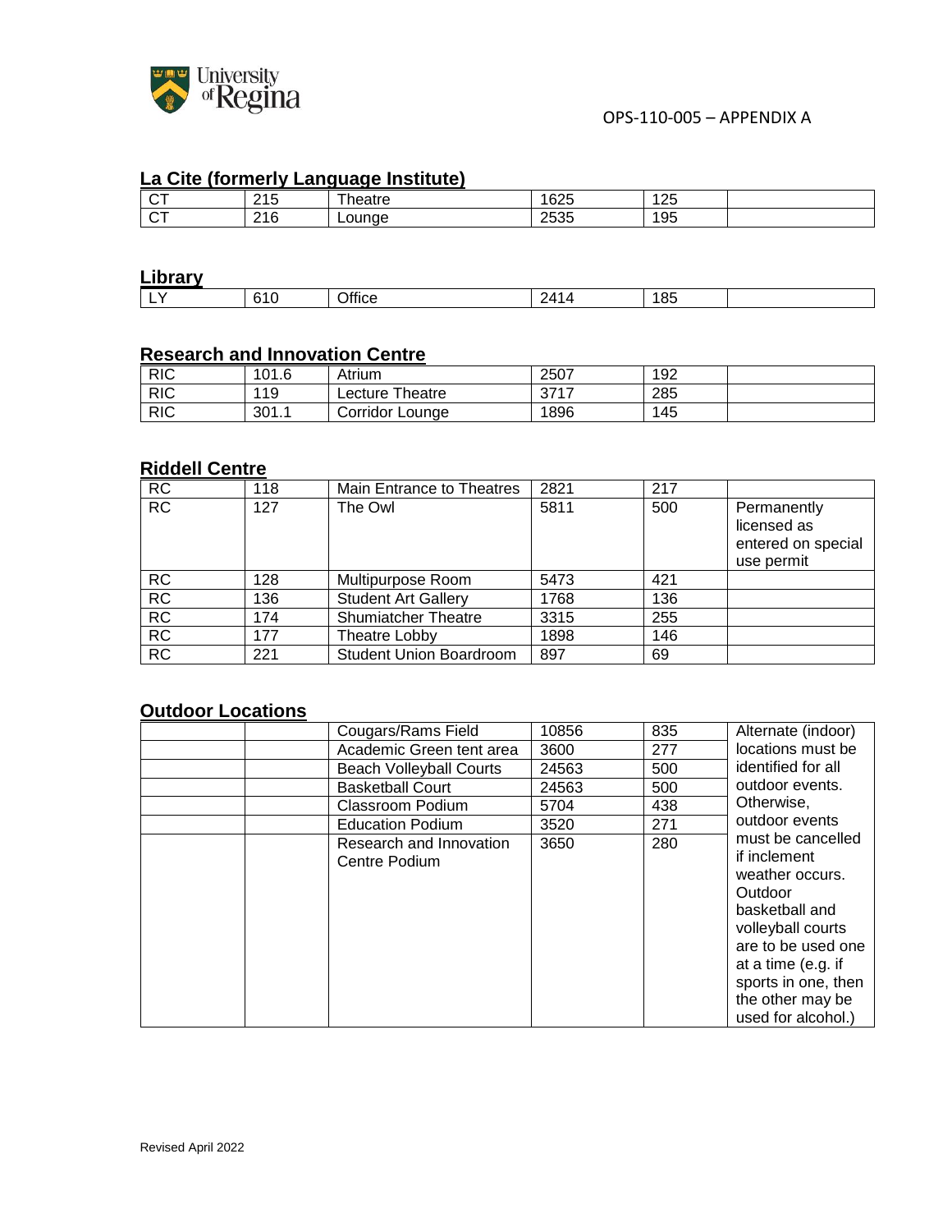OPS-110-005 – APPENDIX A

## La Cite (formerly Language Institute)

| | | | | | |
|---|---|---|---|---|---|
| CT | 215 | Theatre | 1625 | 125 | |
| CT | 216 | Lounge | 2535 | 195 | |

## Library

| | | | | | |
|---|---|---|---|---|---|
| LY | 610 | Office | 2414 | 185 | |

## Research and Innovation Centre

| | | | | | |
|---|---|---|---|---|---|
| RIC | 101.6 | Atrium | 2507 | 192 | |
| RIC | 119 | Lecture Theatre | 3717 | 285 | |
| RIC | 301.1 | Corridor Lounge | 1896 | 145 | |

## Riddell Centre

| | | | | | |
|---|---|---|---|---|---|
| RC | 118 | Main Entrance to Theatres | 2821 | 217 | |
| RC | 127 | The Owl | 5811 | 500 | Permanently licensed as entered on special use permit |
| RC | 128 | Multipurpose Room | 5473 | 421 | |
| RC | 136 | Student Art Gallery | 1768 | 136 | |
| RC | 174 | Shumiatcher Theatre | 3315 | 255 | |
| RC | 177 | Theatre Lobby | 1898 | 146 | |
| RC | 221 | Student Union Boardroom | 897 | 69 | |

## Outdoor Locations

| | | | | | |
|---|---|---|---|---|---|
| | | Cougars/Rams Field | 10856 | 835 | Alternate (indoor) locations must be identified for all outdoor events. Otherwise, outdoor events must be cancelled if inclement weather occurs. Outdoor basketball and volleyball courts are to be used one at a time (e.g. if sports in one, then the other may be used for alcohol.) |
| | | Academic Green tent area | 3600 | 277 | |
| | | Beach Volleyball Courts | 24563 | 500 | |
| | | Basketball Court | 24563 | 500 | |
| | | Classroom Podium | 5704 | 438 | |
| | | Education Podium | 3520 | 271 | |
| | | Research and Innovation Centre Podium | 3650 | 280 | |

Revised April 2022